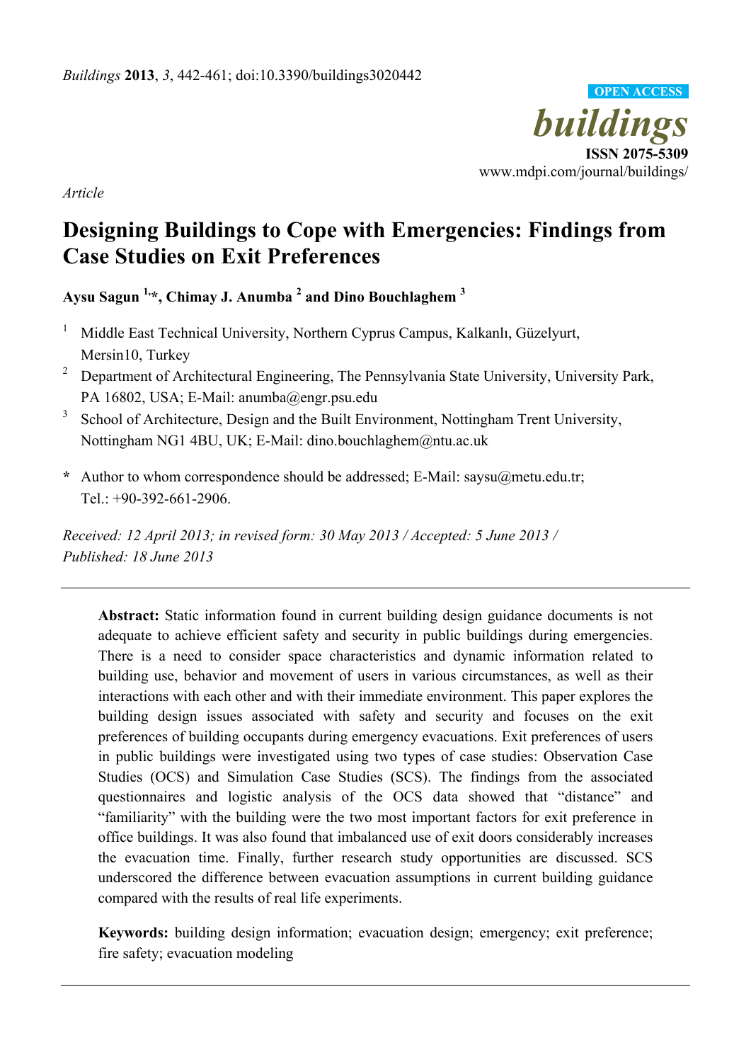*Article*

# Designing Buildings to Cope with Emergencies: Findings from Case Studies on Exit Preferences

**Aysu Sagun [1,*], Chimay J. Anumba [2] and Dino Bouchlaghem [3]**

[1] Middle East Technical University, Northern Cyprus Campus, Kalkanlı, Güzelyurt, Mersin10, Turkey

[2] Department of Architectural Engineering, The Pennsylvania State University, University Park, PA 16802, USA; E-Mail: anumba@engr.psu.edu

[3] School of Architecture, Design and the Built Environment, Nottingham Trent University, Nottingham NG1 4BU, UK; E-Mail: dino.bouchlaghem@ntu.ac.uk

**\*** Author to whom correspondence should be addressed; E-Mail: saysu@metu.edu.tr; Tel.: +90-392-661-2906.

*Received: 12 April 2013; in revised form: 30 May 2013 / Accepted: 5 June 2013 / Published: 18 June 2013*

---

**Abstract:** Static information found in current building design guidance documents is not adequate to achieve efficient safety and security in public buildings during emergencies. There is a need to consider space characteristics and dynamic information related to building use, behavior and movement of users in various circumstances, as well as their interactions with each other and with their immediate environment. This paper explores the building design issues associated with safety and security and focuses on the exit preferences of building occupants during emergency evacuations. Exit preferences of users in public buildings were investigated using two types of case studies: Observation Case Studies (OCS) and Simulation Case Studies (SCS). The findings from the associated questionnaires and logistic analysis of the OCS data showed that "distance" and "familiarity" with the building were the two most important factors for exit preference in office buildings. It was also found that imbalanced use of exit doors considerably increases the evacuation time. Finally, further research study opportunities are discussed. SCS underscored the difference between evacuation assumptions in current building guidance compared with the results of real life experiments.

**Keywords:** building design information; evacuation design; emergency; exit preference; fire safety; evacuation modeling

---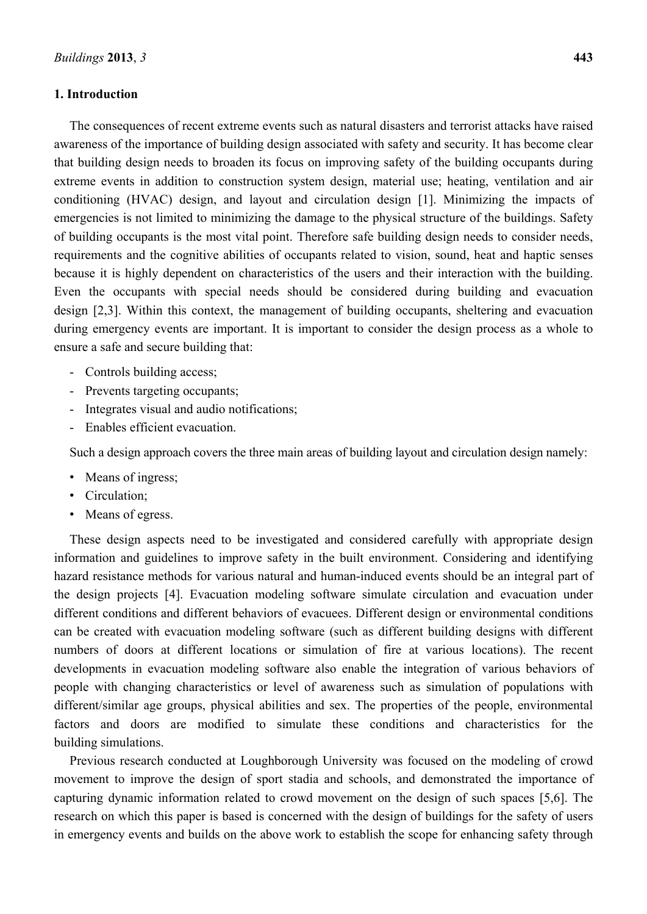## 1. Introduction

The consequences of recent extreme events such as natural disasters and terrorist attacks have raised awareness of the importance of building design associated with safety and security. It has become clear that building design needs to broaden its focus on improving safety of the building occupants during extreme events in addition to construction system design, material use; heating, ventilation and air conditioning (HVAC) design, and layout and circulation design [1]. Minimizing the impacts of emergencies is not limited to minimizing the damage to the physical structure of the buildings. Safety of building occupants is the most vital point. Therefore safe building design needs to consider needs, requirements and the cognitive abilities of occupants related to vision, sound, heat and haptic senses because it is highly dependent on characteristics of the users and their interaction with the building. Even the occupants with special needs should be considered during building and evacuation design [2,3]. Within this context, the management of building occupants, sheltering and evacuation during emergency events are important. It is important to consider the design process as a whole to ensure a safe and secure building that:

- Controls building access;
- Prevents targeting occupants;
- Integrates visual and audio notifications;
- Enables efficient evacuation.

Such a design approach covers the three main areas of building layout and circulation design namely:

- Means of ingress;
- Circulation;
- Means of egress.

These design aspects need to be investigated and considered carefully with appropriate design information and guidelines to improve safety in the built environment. Considering and identifying hazard resistance methods for various natural and human-induced events should be an integral part of the design projects [4]. Evacuation modeling software simulate circulation and evacuation under different conditions and different behaviors of evacuees. Different design or environmental conditions can be created with evacuation modeling software (such as different building designs with different numbers of doors at different locations or simulation of fire at various locations). The recent developments in evacuation modeling software also enable the integration of various behaviors of people with changing characteristics or level of awareness such as simulation of populations with different/similar age groups, physical abilities and sex. The properties of the people, environmental factors and doors are modified to simulate these conditions and characteristics for the building simulations.

Previous research conducted at Loughborough University was focused on the modeling of crowd movement to improve the design of sport stadia and schools, and demonstrated the importance of capturing dynamic information related to crowd movement on the design of such spaces [5,6]. The research on which this paper is based is concerned with the design of buildings for the safety of users in emergency events and builds on the above work to establish the scope for enhancing safety through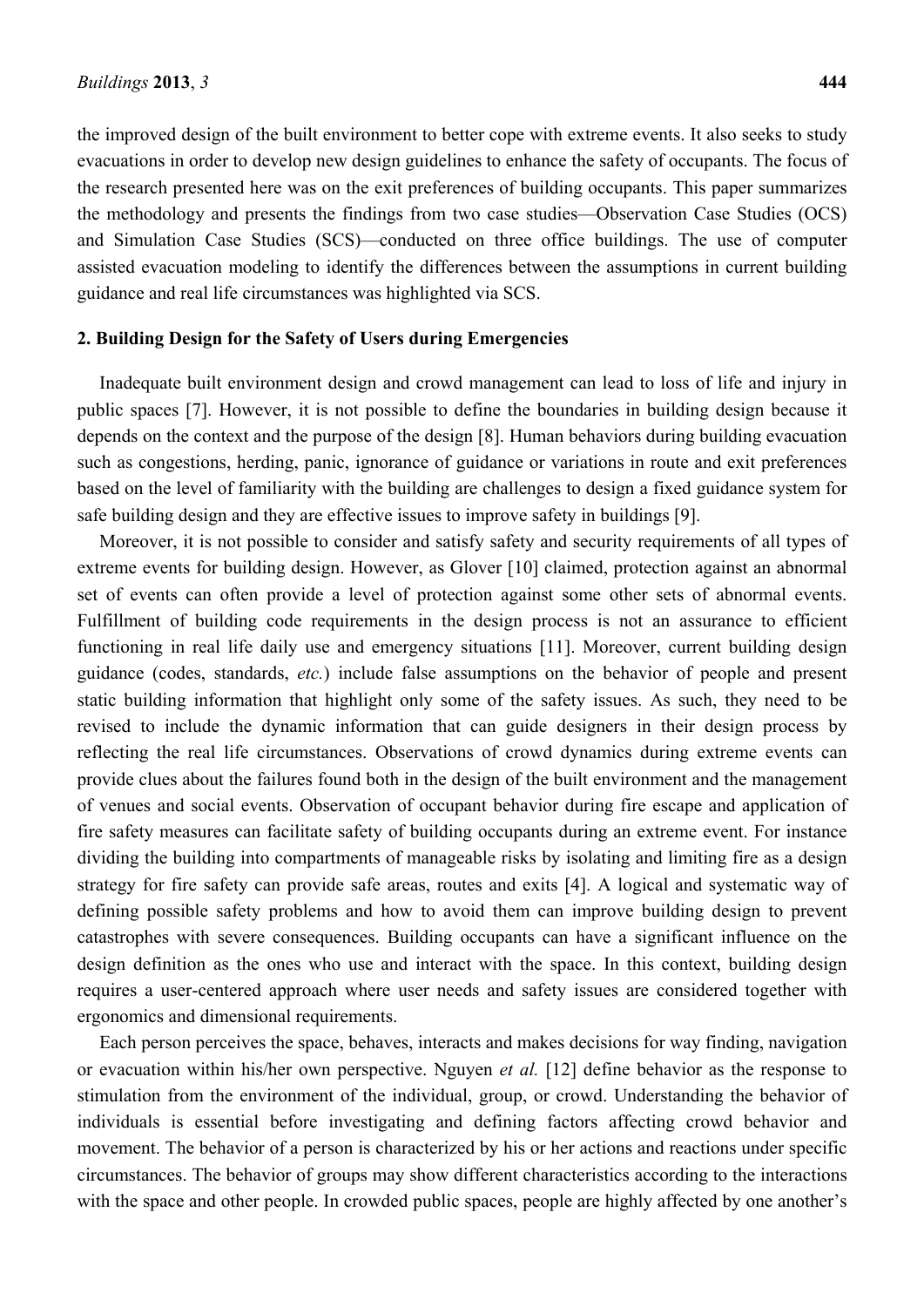the improved design of the built environment to better cope with extreme events. It also seeks to study evacuations in order to develop new design guidelines to enhance the safety of occupants. The focus of the research presented here was on the exit preferences of building occupants. This paper summarizes the methodology and presents the findings from two case studies—Observation Case Studies (OCS) and Simulation Case Studies (SCS)—conducted on three office buildings. The use of computer assisted evacuation modeling to identify the differences between the assumptions in current building guidance and real life circumstances was highlighted via SCS.

## 2. Building Design for the Safety of Users during Emergencies

Inadequate built environment design and crowd management can lead to loss of life and injury in public spaces [7]. However, it is not possible to define the boundaries in building design because it depends on the context and the purpose of the design [8]. Human behaviors during building evacuation such as congestions, herding, panic, ignorance of guidance or variations in route and exit preferences based on the level of familiarity with the building are challenges to design a fixed guidance system for safe building design and they are effective issues to improve safety in buildings [9].

Moreover, it is not possible to consider and satisfy safety and security requirements of all types of extreme events for building design. However, as Glover [10] claimed, protection against an abnormal set of events can often provide a level of protection against some other sets of abnormal events. Fulfillment of building code requirements in the design process is not an assurance to efficient functioning in real life daily use and emergency situations [11]. Moreover, current building design guidance (codes, standards, *etc.*) include false assumptions on the behavior of people and present static building information that highlight only some of the safety issues. As such, they need to be revised to include the dynamic information that can guide designers in their design process by reflecting the real life circumstances. Observations of crowd dynamics during extreme events can provide clues about the failures found both in the design of the built environment and the management of venues and social events. Observation of occupant behavior during fire escape and application of fire safety measures can facilitate safety of building occupants during an extreme event. For instance dividing the building into compartments of manageable risks by isolating and limiting fire as a design strategy for fire safety can provide safe areas, routes and exits [4]. A logical and systematic way of defining possible safety problems and how to avoid them can improve building design to prevent catastrophes with severe consequences. Building occupants can have a significant influence on the design definition as the ones who use and interact with the space. In this context, building design requires a user-centered approach where user needs and safety issues are considered together with ergonomics and dimensional requirements.

Each person perceives the space, behaves, interacts and makes decisions for way finding, navigation or evacuation within his/her own perspective. Nguyen *et al.* [12] define behavior as the response to stimulation from the environment of the individual, group, or crowd. Understanding the behavior of individuals is essential before investigating and defining factors affecting crowd behavior and movement. The behavior of a person is characterized by his or her actions and reactions under specific circumstances. The behavior of groups may show different characteristics according to the interactions with the space and other people. In crowded public spaces, people are highly affected by one another's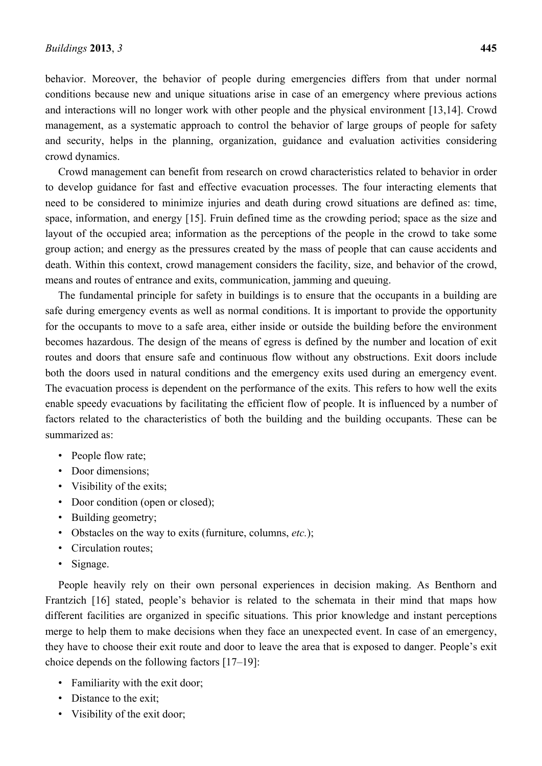behavior. Moreover, the behavior of people during emergencies differs from that under normal conditions because new and unique situations arise in case of an emergency where previous actions and interactions will no longer work with other people and the physical environment [13,14]. Crowd management, as a systematic approach to control the behavior of large groups of people for safety and security, helps in the planning, organization, guidance and evaluation activities considering crowd dynamics.

Crowd management can benefit from research on crowd characteristics related to behavior in order to develop guidance for fast and effective evacuation processes. The four interacting elements that need to be considered to minimize injuries and death during crowd situations are defined as: time, space, information, and energy [15]. Fruin defined time as the crowding period; space as the size and layout of the occupied area; information as the perceptions of the people in the crowd to take some group action; and energy as the pressures created by the mass of people that can cause accidents and death. Within this context, crowd management considers the facility, size, and behavior of the crowd, means and routes of entrance and exits, communication, jamming and queuing.

The fundamental principle for safety in buildings is to ensure that the occupants in a building are safe during emergency events as well as normal conditions. It is important to provide the opportunity for the occupants to move to a safe area, either inside or outside the building before the environment becomes hazardous. The design of the means of egress is defined by the number and location of exit routes and doors that ensure safe and continuous flow without any obstructions. Exit doors include both the doors used in natural conditions and the emergency exits used during an emergency event. The evacuation process is dependent on the performance of the exits. This refers to how well the exits enable speedy evacuations by facilitating the efficient flow of people. It is influenced by a number of factors related to the characteristics of both the building and the building occupants. These can be summarized as:

- People flow rate;
- Door dimensions;
- Visibility of the exits;
- Door condition (open or closed);
- Building geometry;
- Obstacles on the way to exits (furniture, columns, *etc.*);
- Circulation routes;
- Signage.

People heavily rely on their own personal experiences in decision making. As Benthorn and Frantzich [16] stated, people's behavior is related to the schemata in their mind that maps how different facilities are organized in specific situations. This prior knowledge and instant perceptions merge to help them to make decisions when they face an unexpected event. In case of an emergency, they have to choose their exit route and door to leave the area that is exposed to danger. People's exit choice depends on the following factors [17–19]:

- Familiarity with the exit door;
- Distance to the exit;
- Visibility of the exit door;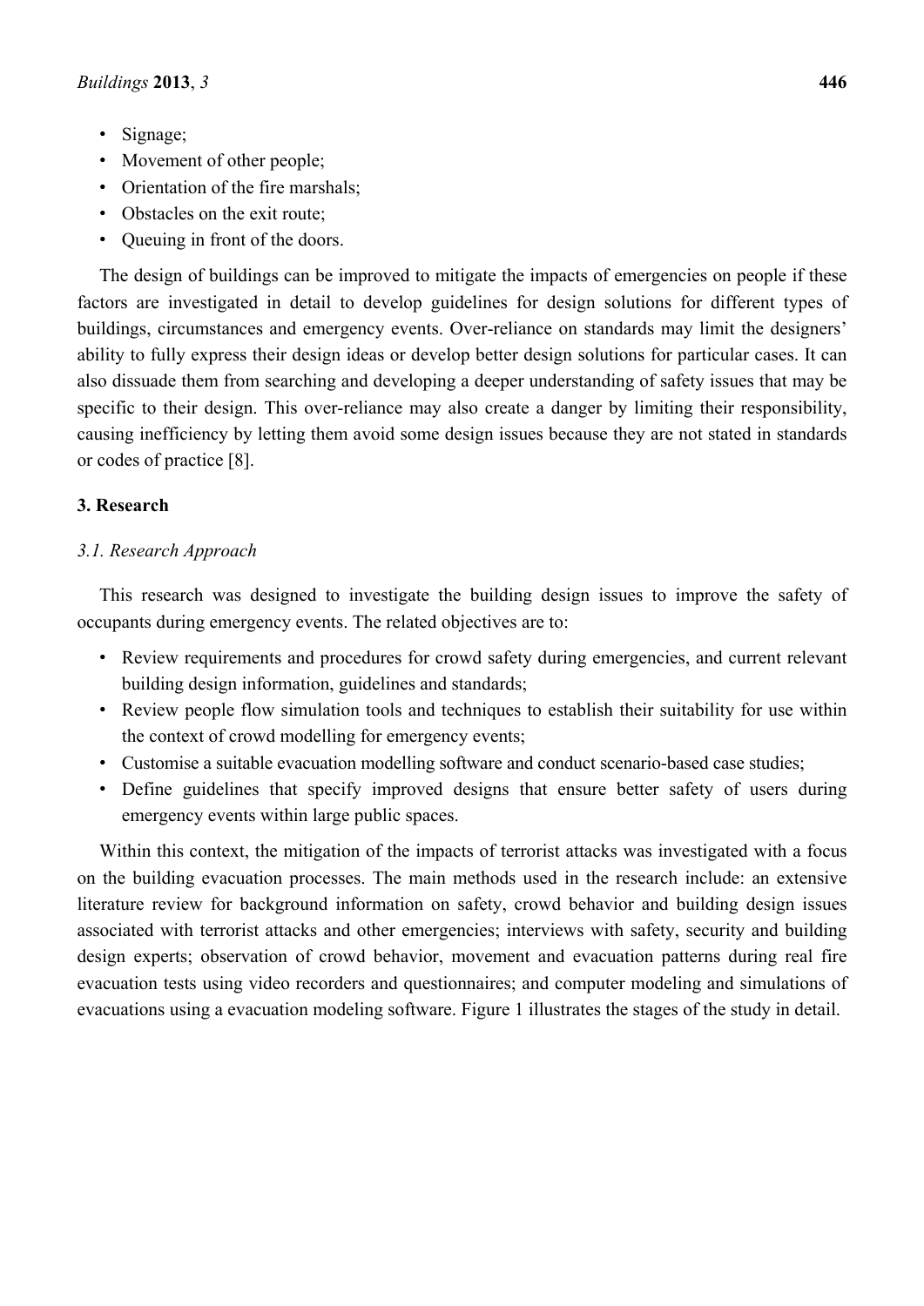- Signage;
- Movement of other people;
- Orientation of the fire marshals;
- Obstacles on the exit route;
- Queuing in front of the doors.

The design of buildings can be improved to mitigate the impacts of emergencies on people if these factors are investigated in detail to develop guidelines for design solutions for different types of buildings, circumstances and emergency events. Over-reliance on standards may limit the designers' ability to fully express their design ideas or develop better design solutions for particular cases. It can also dissuade them from searching and developing a deeper understanding of safety issues that may be specific to their design. This over-reliance may also create a danger by limiting their responsibility, causing inefficiency by letting them avoid some design issues because they are not stated in standards or codes of practice [8].

## 3. Research

### *3.1. Research Approach*

This research was designed to investigate the building design issues to improve the safety of occupants during emergency events. The related objectives are to:

- Review requirements and procedures for crowd safety during emergencies, and current relevant building design information, guidelines and standards;
- Review people flow simulation tools and techniques to establish their suitability for use within the context of crowd modelling for emergency events;
- Customise a suitable evacuation modelling software and conduct scenario-based case studies;
- Define guidelines that specify improved designs that ensure better safety of users during emergency events within large public spaces.

Within this context, the mitigation of the impacts of terrorist attacks was investigated with a focus on the building evacuation processes. The main methods used in the research include: an extensive literature review for background information on safety, crowd behavior and building design issues associated with terrorist attacks and other emergencies; interviews with safety, security and building design experts; observation of crowd behavior, movement and evacuation patterns during real fire evacuation tests using video recorders and questionnaires; and computer modeling and simulations of evacuations using a evacuation modeling software. Figure 1 illustrates the stages of the study in detail.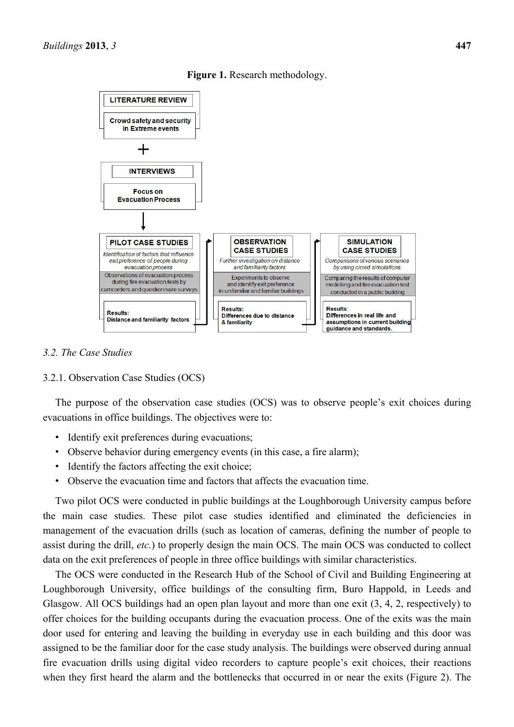**Figure 1.** Research methodology.

LITERATURE REVIEW

Crowd safety and security in Extreme events

+

INTERVIEWS

Focus on Evacuation Process

PILOT CASE STUDIES

*Identification of factors that influence exit preference of people during evacuation process*

Observations of evacuation process during fire evacuation tests by camcorders and questionnaire surveys

Results: Distance and familiarity factors

OBSERVATION CASE STUDIES

*Further investigation on distance and familiarity factors*

Experiments to observe and identify exit preference in unfamiliar and familiar buildings

Results: Differences due to distance & familiarity

SIMULATION CASE STUDIES

*Comparisons of various scenarios by using crowd simulations*

Comparing the results of computer modelling and fire evacuation test conducted in a public building

Results: Differences in real life and assumptions in current building guidance and standards.

### *3.2. The Case Studies*

#### 3.2.1. Observation Case Studies (OCS)

The purpose of the observation case studies (OCS) was to observe people's exit choices during evacuations in office buildings. The objectives were to:

- Identify exit preferences during evacuations;
- Observe behavior during emergency events (in this case, a fire alarm);
- Identify the factors affecting the exit choice;
- Observe the evacuation time and factors that affects the evacuation time.

Two pilot OCS were conducted in public buildings at the Loughborough University campus before the main case studies. These pilot case studies identified and eliminated the deficiencies in management of the evacuation drills (such as location of cameras, defining the number of people to assist during the drill, *etc.*) to properly design the main OCS. The main OCS was conducted to collect data on the exit preferences of people in three office buildings with similar characteristics.

The OCS were conducted in the Research Hub of the School of Civil and Building Engineering at Loughborough University, office buildings of the consulting firm, Buro Happold, in Leeds and Glasgow. All OCS buildings had an open plan layout and more than one exit (3, 4, 2, respectively) to offer choices for the building occupants during the evacuation process. One of the exits was the main door used for entering and leaving the building in everyday use in each building and this door was assigned to be the familiar door for the case study analysis. The buildings were observed during annual fire evacuation drills using digital video recorders to capture people's exit choices, their reactions when they first heard the alarm and the bottlenecks that occurred in or near the exits (Figure 2). The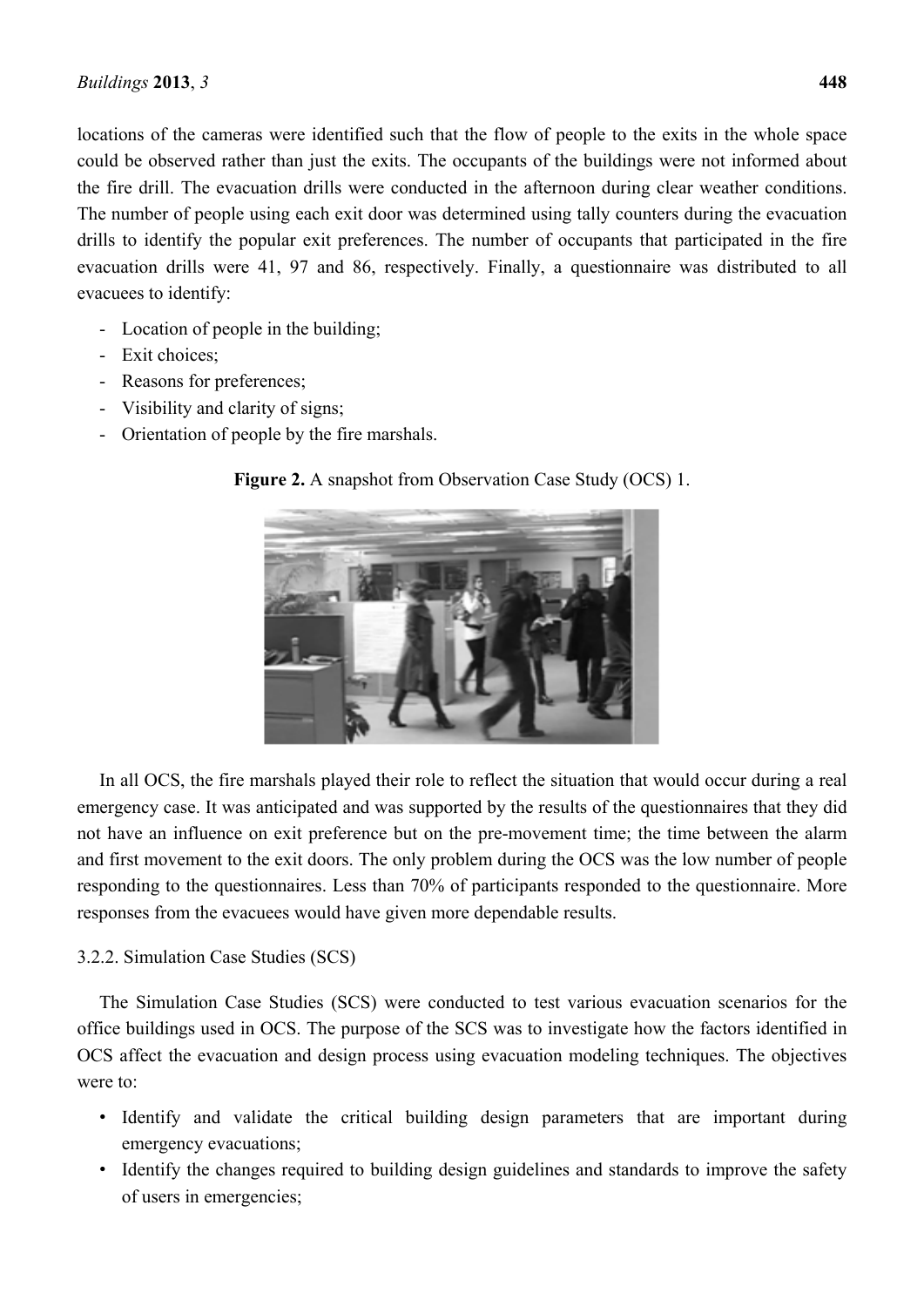locations of the cameras were identified such that the flow of people to the exits in the whole space could be observed rather than just the exits. The occupants of the buildings were not informed about the fire drill. The evacuation drills were conducted in the afternoon during clear weather conditions. The number of people using each exit door was determined using tally counters during the evacuation drills to identify the popular exit preferences. The number of occupants that participated in the fire evacuation drills were 41, 97 and 86, respectively. Finally, a questionnaire was distributed to all evacuees to identify:

- Location of people in the building;
- Exit choices;
- Reasons for preferences;
- Visibility and clarity of signs;
- Orientation of people by the fire marshals.

**Figure 2.** A snapshot from Observation Case Study (OCS) 1.

In all OCS, the fire marshals played their role to reflect the situation that would occur during a real emergency case. It was anticipated and was supported by the results of the questionnaires that they did not have an influence on exit preference but on the pre-movement time; the time between the alarm and first movement to the exit doors. The only problem during the OCS was the low number of people responding to the questionnaires. Less than 70% of participants responded to the questionnaire. More responses from the evacuees would have given more dependable results.

#### 3.2.2. Simulation Case Studies (SCS)

The Simulation Case Studies (SCS) were conducted to test various evacuation scenarios for the office buildings used in OCS. The purpose of the SCS was to investigate how the factors identified in OCS affect the evacuation and design process using evacuation modeling techniques. The objectives were to:

- Identify and validate the critical building design parameters that are important during emergency evacuations;
- Identify the changes required to building design guidelines and standards to improve the safety of users in emergencies;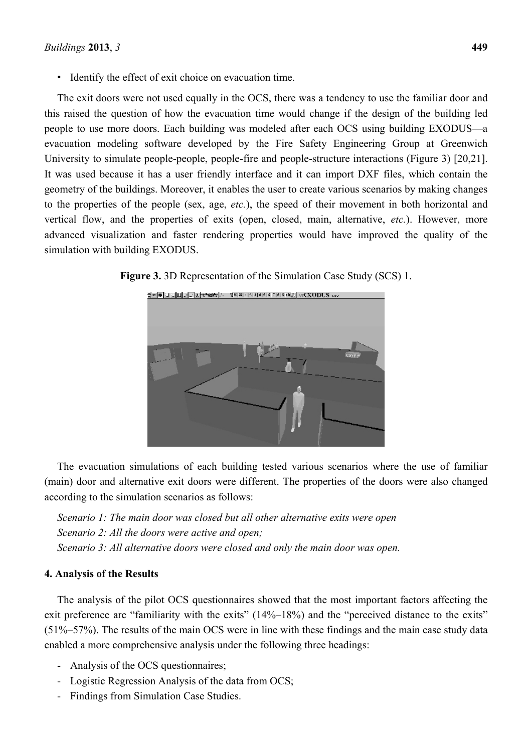- Identify the effect of exit choice on evacuation time.

The exit doors were not used equally in the OCS, there was a tendency to use the familiar door and this raised the question of how the evacuation time would change if the design of the building led people to use more doors. Each building was modeled after each OCS using building EXODUS—a evacuation modeling software developed by the Fire Safety Engineering Group at Greenwich University to simulate people-people, people-fire and people-structure interactions (Figure 3) [20,21]. It was used because it has a user friendly interface and it can import DXF files, which contain the geometry of the buildings. Moreover, it enables the user to create various scenarios by making changes to the properties of the people (sex, age, *etc.*), the speed of their movement in both horizontal and vertical flow, and the properties of exits (open, closed, main, alternative, *etc.*). However, more advanced visualization and faster rendering properties would have improved the quality of the simulation with building EXODUS.

**Figure 3.** 3D Representation of the Simulation Case Study (SCS) 1.

The evacuation simulations of each building tested various scenarios where the use of familiar (main) door and alternative exit doors were different. The properties of the doors were also changed according to the simulation scenarios as follows:

*Scenario 1: The main door was closed but all other alternative exits were open*
*Scenario 2: All the doors were active and open;*
*Scenario 3: All alternative doors were closed and only the main door was open.*

## 4. Analysis of the Results

The analysis of the pilot OCS questionnaires showed that the most important factors affecting the exit preference are "familiarity with the exits" (14%–18%) and the "perceived distance to the exits" (51%–57%). The results of the main OCS were in line with these findings and the main case study data enabled a more comprehensive analysis under the following three headings:

- Analysis of the OCS questionnaires;
- Logistic Regression Analysis of the data from OCS;
- Findings from Simulation Case Studies.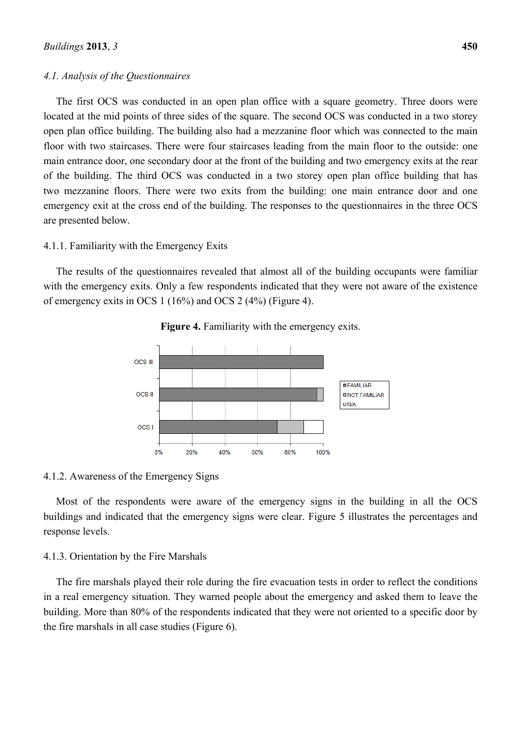### 4.1. Analysis of the Questionnaires

The first OCS was conducted in an open plan office with a square geometry. Three doors were located at the mid points of three sides of the square. The second OCS was conducted in a two storey open plan office building. The building also had a mezzanine floor which was connected to the main floor with two staircases. There were four staircases leading from the main floor to the outside: one main entrance door, one secondary door at the front of the building and two emergency exits at the rear of the building. The third OCS was conducted in a two storey open plan office building that has two mezzanine floors. There were two exits from the building: one main entrance door and one emergency exit at the cross end of the building. The responses to the questionnaires in the three OCS are presented below.

#### 4.1.1. Familiarity with the Emergency Exits

The results of the questionnaires revealed that almost all of the building occupants were familiar with the emergency exits. Only a few respondents indicated that they were not aware of the existence of emergency exits in OCS 1 (16%) and OCS 2 (4%) (Figure 4).

**Figure 4.** Familiarity with the emergency exits.

#### 4.1.2. Awareness of the Emergency Signs

Most of the respondents were aware of the emergency signs in the building in all the OCS buildings and indicated that the emergency signs were clear. Figure 5 illustrates the percentages and response levels.

#### 4.1.3. Orientation by the Fire Marshals

The fire marshals played their role during the fire evacuation tests in order to reflect the conditions in a real emergency situation. They warned people about the emergency and asked them to leave the building. More than 80% of the respondents indicated that they were not oriented to a specific door by the fire marshals in all case studies (Figure 6).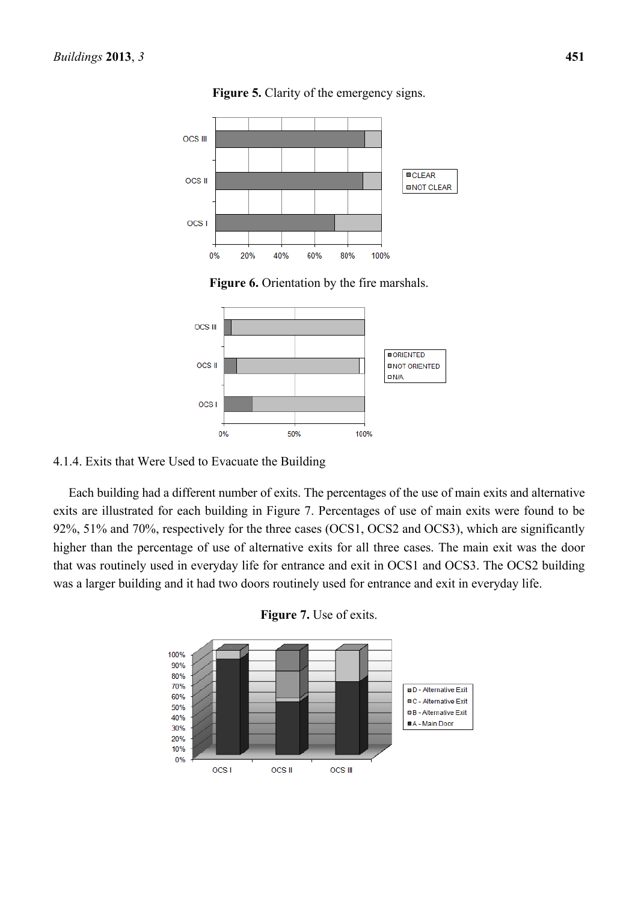**Figure 5.** Clarity of the emergency signs.

**Figure 6.** Orientation by the fire marshals.

4.1.4. Exits that Were Used to Evacuate the Building

Each building had a different number of exits. The percentages of the use of main exits and alternative exits are illustrated for each building in Figure 7. Percentages of use of main exits were found to be 92%, 51% and 70%, respectively for the three cases (OCS1, OCS2 and OCS3), which are significantly higher than the percentage of use of alternative exits for all three cases. The main exit was the door that was routinely used in everyday life for entrance and exit in OCS1 and OCS3. The OCS2 building was a larger building and it had two doors routinely used for entrance and exit in everyday life.

**Figure 7.** Use of exits.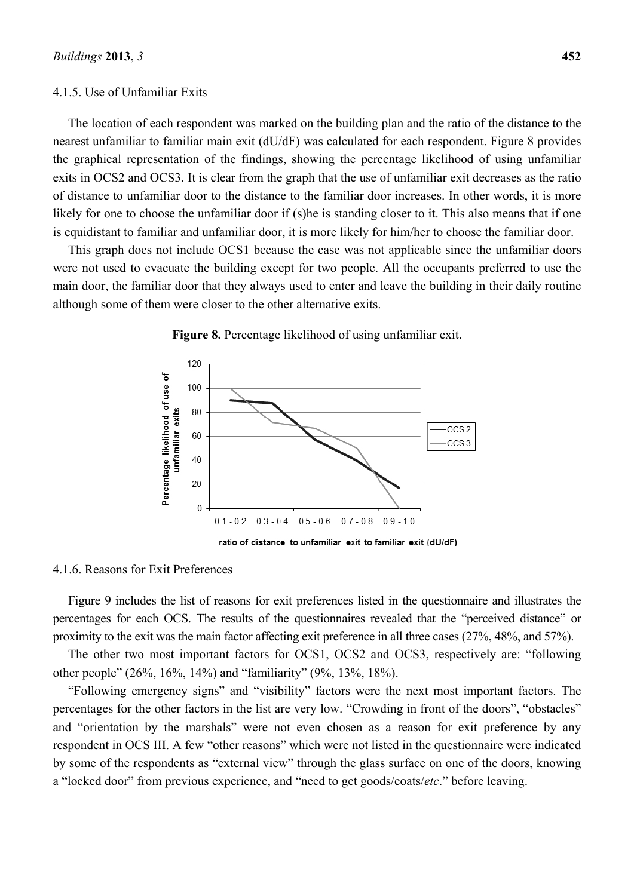#### 4.1.5. Use of Unfamiliar Exits

The location of each respondent was marked on the building plan and the ratio of the distance to the nearest unfamiliar to familiar main exit (dU/dF) was calculated for each respondent. Figure 8 provides the graphical representation of the findings, showing the percentage likelihood of using unfamiliar exits in OCS2 and OCS3. It is clear from the graph that the use of unfamiliar exit decreases as the ratio of distance to unfamiliar door to the distance to the familiar door increases. In other words, it is more likely for one to choose the unfamiliar door if (s)he is standing closer to it. This also means that if one is equidistant to familiar and unfamiliar door, it is more likely for him/her to choose the familiar door.

This graph does not include OCS1 because the case was not applicable since the unfamiliar doors were not used to evacuate the building except for two people. All the occupants preferred to use the main door, the familiar door that they always used to enter and leave the building in their daily routine although some of them were closer to the other alternative exits.

**Figure 8.** Percentage likelihood of using unfamiliar exit.

#### 4.1.6. Reasons for Exit Preferences

Figure 9 includes the list of reasons for exit preferences listed in the questionnaire and illustrates the percentages for each OCS. The results of the questionnaires revealed that the "perceived distance" or proximity to the exit was the main factor affecting exit preference in all three cases (27%, 48%, and 57%).

The other two most important factors for OCS1, OCS2 and OCS3, respectively are: "following other people" (26%, 16%, 14%) and "familiarity" (9%, 13%, 18%).

"Following emergency signs" and "visibility" factors were the next most important factors. The percentages for the other factors in the list are very low. "Crowding in front of the doors", "obstacles" and "orientation by the marshals" were not even chosen as a reason for exit preference by any respondent in OCS III. A few "other reasons" which were not listed in the questionnaire were indicated by some of the respondents as "external view" through the glass surface on one of the doors, knowing a "locked door" from previous experience, and "need to get goods/coats/*etc*." before leaving.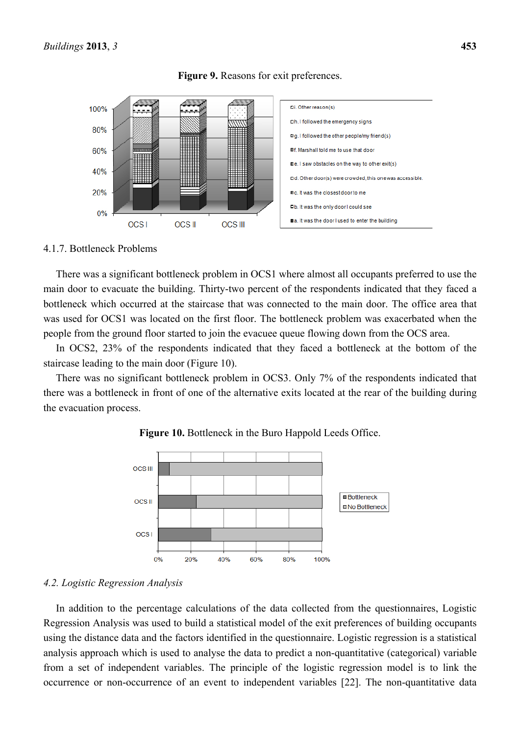**Figure 9.** Reasons for exit preferences.

4.1.7. Bottleneck Problems

There was a significant bottleneck problem in OCS1 where almost all occupants preferred to use the main door to evacuate the building. Thirty-two percent of the respondents indicated that they faced a bottleneck which occurred at the staircase that was connected to the main door. The office area that was used for OCS1 was located on the first floor. The bottleneck problem was exacerbated when the people from the ground floor started to join the evacuee queue flowing down from the OCS area.

In OCS2, 23% of the respondents indicated that they faced a bottleneck at the bottom of the staircase leading to the main door (Figure 10).

There was no significant bottleneck problem in OCS3. Only 7% of the respondents indicated that there was a bottleneck in front of one of the alternative exits located at the rear of the building during the evacuation process.

**Figure 10.** Bottleneck in the Buro Happold Leeds Office.

### *4.2. Logistic Regression Analysis*

In addition to the percentage calculations of the data collected from the questionnaires, Logistic Regression Analysis was used to build a statistical model of the exit preferences of building occupants using the distance data and the factors identified in the questionnaire. Logistic regression is a statistical analysis approach which is used to analyse the data to predict a non-quantitative (categorical) variable from a set of independent variables. The principle of the logistic regression model is to link the occurrence or non-occurrence of an event to independent variables [22]. The non-quantitative data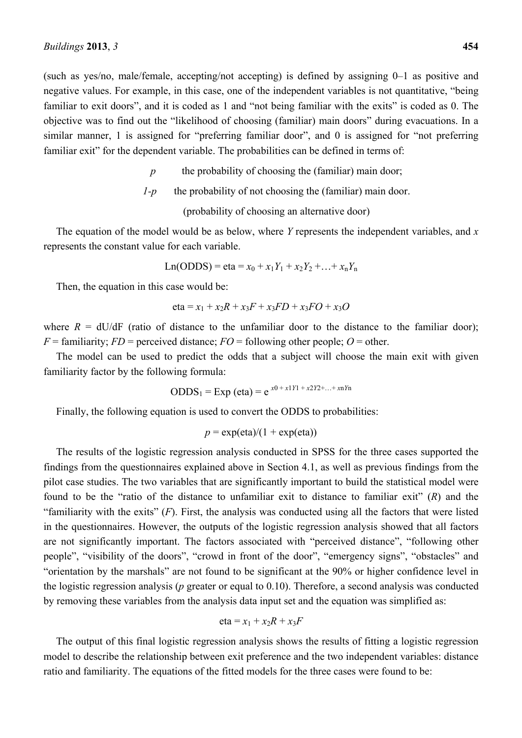(such as yes/no, male/female, accepting/not accepting) is defined by assigning 0–1 as positive and negative values. For example, in this case, one of the independent variables is not quantitative, "being familiar to exit doors", and it is coded as 1 and "not being familiar with the exits" is coded as 0. The objective was to find out the "likelihood of choosing (familiar) main doors" during evacuations. In a similar manner, 1 is assigned for "preferring familiar door", and 0 is assigned for "not preferring familiar exit" for the dependent variable. The probabilities can be defined in terms of:

$p$ the probability of choosing the (familiar) main door;

$1-p$ the probability of not choosing the (familiar) main door.

(probability of choosing an alternative door)

The equation of the model would be as below, where $Y$ represents the independent variables, and $x$ represents the constant value for each variable.

$$\text{Ln(ODDS)} = \text{eta} = x_0 + x_1Y_1 + x_2Y_2 + \ldots + x_nY_n$$

Then, the equation in this case would be:

$$\text{eta} = x_1 + x_2R + x_3F + x_3FD + x_3FO + x_3O$$

where $R$ = dU/dF (ratio of distance to the unfamiliar door to the distance to the familiar door); $F$ = familiarity; $FD$ = perceived distance; $FO$ = following other people; $O$ = other.

The model can be used to predict the odds that a subject will choose the main exit with given familiarity factor by the following formula:

$$\text{ODDS}_1 = \text{Exp (eta)} = e^{x0 + x1Y1 + x2Y2 + \ldots + xnYn}$$

Finally, the following equation is used to convert the ODDS to probabilities:

$$p = \exp(\text{eta})/(1 + \exp(\text{eta}))$$

The results of the logistic regression analysis conducted in SPSS for the three cases supported the findings from the questionnaires explained above in Section 4.1, as well as previous findings from the pilot case studies. The two variables that are significantly important to build the statistical model were found to be the "ratio of the distance to unfamiliar exit to distance to familiar exit" ($R$) and the "familiarity with the exits" ($F$). First, the analysis was conducted using all the factors that were listed in the questionnaires. However, the outputs of the logistic regression analysis showed that all factors are not significantly important. The factors associated with "perceived distance", "following other people", "visibility of the doors", "crowd in front of the door", "emergency signs", "obstacles" and "orientation by the marshals" are not found to be significant at the 90% or higher confidence level in the logistic regression analysis ($p$ greater or equal to 0.10). Therefore, a second analysis was conducted by removing these variables from the analysis data input set and the equation was simplified as:

$$\text{eta} = x_1 + x_2R + x_3F$$

The output of this final logistic regression analysis shows the results of fitting a logistic regression model to describe the relationship between exit preference and the two independent variables: distance ratio and familiarity. The equations of the fitted models for the three cases were found to be: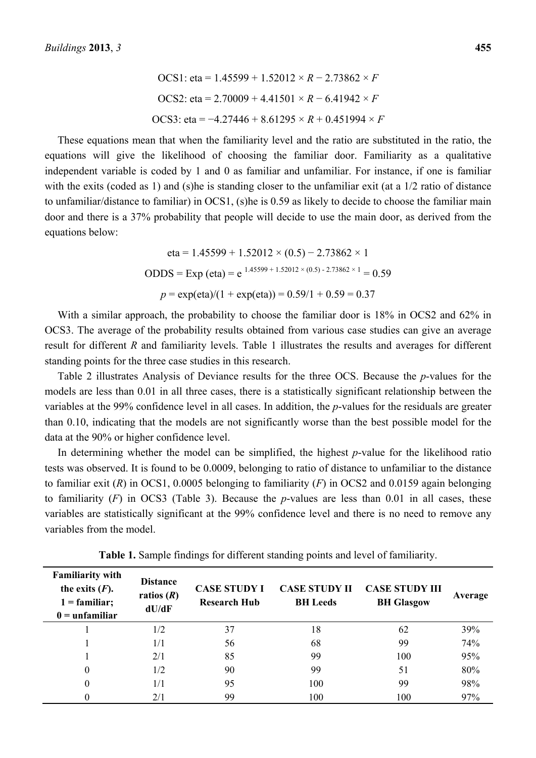$$\text{OCS1: eta} = 1.45599 + 1.52012 \times R - 2.73862 \times F$$

$$\text{OCS2: eta} = 2.70009 + 4.41501 \times R - 6.41942 \times F$$

$$\text{OCS3: eta} = -4.27446 + 8.61295 \times R + 0.451994 \times F$$

These equations mean that when the familiarity level and the ratio are substituted in the ratio, the equations will give the likelihood of choosing the familiar door. Familiarity as a qualitative independent variable is coded by 1 and 0 as familiar and unfamiliar. For instance, if one is familiar with the exits (coded as 1) and (s)he is standing closer to the unfamiliar exit (at a 1/2 ratio of distance to unfamiliar/distance to familiar) in OCS1, (s)he is 0.59 as likely to decide to choose the familiar main door and there is a 37% probability that people will decide to use the main door, as derived from the equations below:

$$\text{eta} = 1.45599 + 1.52012 \times (0.5) - 2.73862 \times 1$$

$$\text{ODDS} = \text{Exp (eta)} = e^{1.45599 + 1.52012 \times (0.5) - 2.73862 \times 1} = 0.59$$

$$p = \exp(\text{eta})/(1 + \exp(\text{eta})) = 0.59/1 + 0.59 = 0.37$$

With a similar approach, the probability to choose the familiar door is 18% in OCS2 and 62% in OCS3. The average of the probability results obtained from various case studies can give an average result for different $R$ and familiarity levels. Table 1 illustrates the results and averages for different standing points for the three case studies in this research.

Table 2 illustrates Analysis of Deviance results for the three OCS. Because the $p$-values for the models are less than 0.01 in all three cases, there is a statistically significant relationship between the variables at the 99% confidence level in all cases. In addition, the $p$-values for the residuals are greater than 0.10, indicating that the models are not significantly worse than the best possible model for the data at the 90% or higher confidence level.

In determining whether the model can be simplified, the highest $p$-value for the likelihood ratio tests was observed. It is found to be 0.0009, belonging to ratio of distance to unfamiliar to the distance to familiar exit ($R$) in OCS1, 0.0005 belonging to familiarity ($F$) in OCS2 and 0.0159 again belonging to familiarity ($F$) in OCS3 (Table 3). Because the $p$-values are less than 0.01 in all cases, these variables are statistically significant at the 99% confidence level and there is no need to remove any variables from the model.

**Table 1.** Sample findings for different standing points and level of familiarity.

| Familiarity with the exits ($F$). 1 = familiar; 0 = unfamiliar | Distance ratios ($R$) dU/dF | CASE STUDY I Research Hub | CASE STUDY II BH Leeds | CASE STUDY III BH Glasgow | Average |
|---|---|---|---|---|---|
| 1 | 1/2 | 37 | 18 | 62 | 39% |
| 1 | 1/1 | 56 | 68 | 99 | 74% |
| 1 | 2/1 | 85 | 99 | 100 | 95% |
| 0 | 1/2 | 90 | 99 | 51 | 80% |
| 0 | 1/1 | 95 | 100 | 99 | 98% |
| 0 | 2/1 | 99 | 100 | 100 | 97% |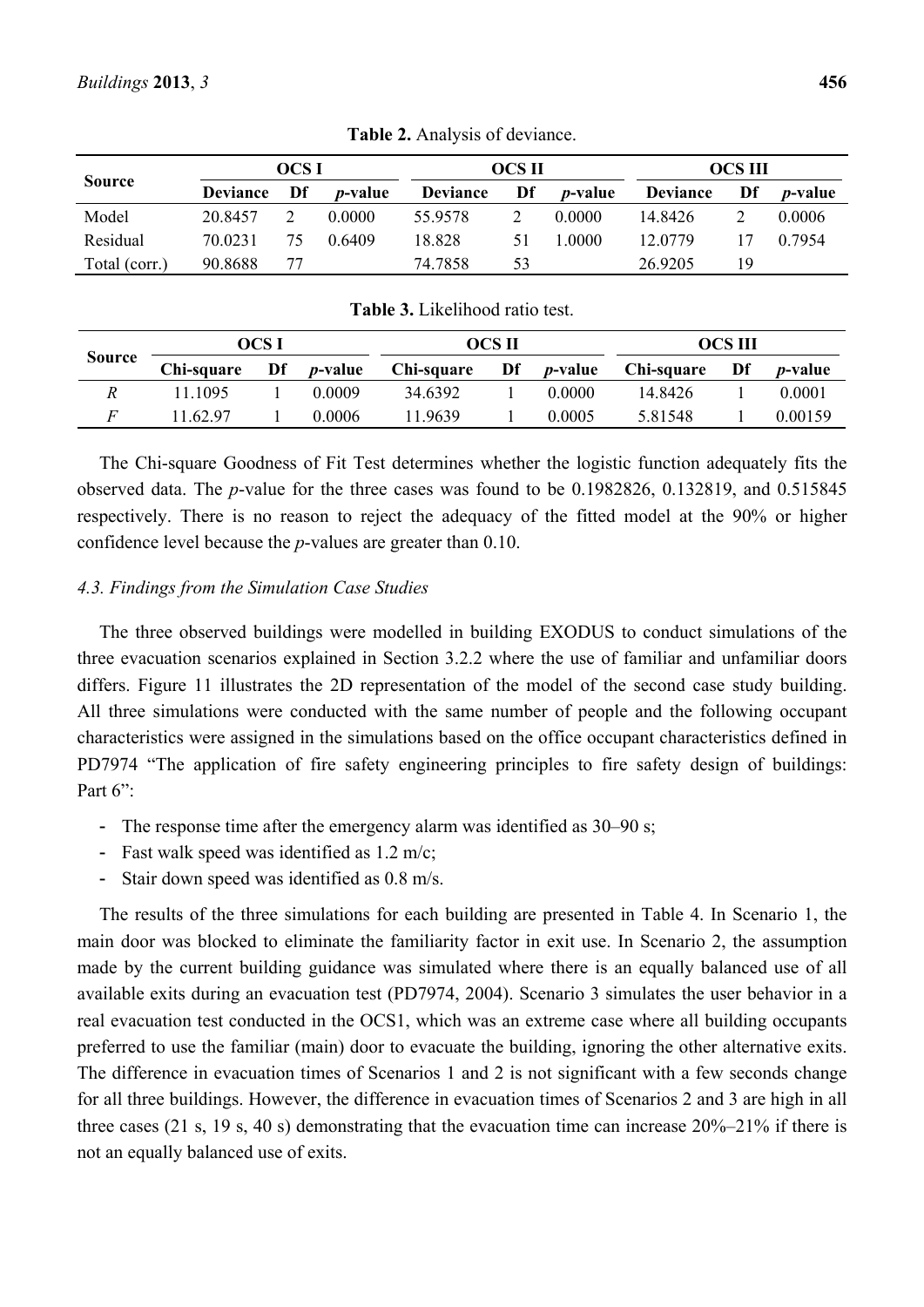**Table 2.** Analysis of deviance.

| Source | OCS I | | | OCS II | | | OCS III | | |
|---|---|---|---|---|---|---|---|---|---|
| | Deviance | Df | *p*-value | Deviance | Df | *p*-value | Deviance | Df | *p*-value |
| Model | 20.8457 | 2 | 0.0000 | 55.9578 | 2 | 0.0000 | 14.8426 | 2 | 0.0006 |
| Residual | 70.0231 | 75 | 0.6409 | 18.828 | 51 | 1.0000 | 12.0779 | 17 | 0.7954 |
| Total (corr.) | 90.8688 | 77 | | 74.7858 | 53 | | 26.9205 | 19 | |

**Table 3.** Likelihood ratio test.

| Source | OCS I | | | OCS II | | | OCS III | | |
|---|---|---|---|---|---|---|---|---|---|
| | Chi-square | Df | *p*-value | Chi-square | Df | *p*-value | Chi-square | Df | *p*-value |
| *R* | 11.1095 | 1 | 0.0009 | 34.6392 | 1 | 0.0000 | 14.8426 | 1 | 0.0001 |
| *F* | 11.62.97 | 1 | 0.0006 | 11.9639 | 1 | 0.0005 | 5.81548 | 1 | 0.00159 |

The Chi-square Goodness of Fit Test determines whether the logistic function adequately fits the observed data. The *p*-value for the three cases was found to be 0.1982826, 0.132819, and 0.515845 respectively. There is no reason to reject the adequacy of the fitted model at the 90% or higher confidence level because the *p*-values are greater than 0.10.

### *4.3. Findings from the Simulation Case Studies*

The three observed buildings were modelled in building EXODUS to conduct simulations of the three evacuation scenarios explained in Section 3.2.2 where the use of familiar and unfamiliar doors differs. Figure 11 illustrates the 2D representation of the model of the second case study building. All three simulations were conducted with the same number of people and the following occupant characteristics were assigned in the simulations based on the office occupant characteristics defined in PD7974 "The application of fire safety engineering principles to fire safety design of buildings: Part 6":

- The response time after the emergency alarm was identified as 30–90 s;
- Fast walk speed was identified as 1.2 m/c;
- Stair down speed was identified as 0.8 m/s.

The results of the three simulations for each building are presented in Table 4. In Scenario 1, the main door was blocked to eliminate the familiarity factor in exit use. In Scenario 2, the assumption made by the current building guidance was simulated where there is an equally balanced use of all available exits during an evacuation test (PD7974, 2004). Scenario 3 simulates the user behavior in a real evacuation test conducted in the OCS1, which was an extreme case where all building occupants preferred to use the familiar (main) door to evacuate the building, ignoring the other alternative exits. The difference in evacuation times of Scenarios 1 and 2 is not significant with a few seconds change for all three buildings. However, the difference in evacuation times of Scenarios 2 and 3 are high in all three cases (21 s, 19 s, 40 s) demonstrating that the evacuation time can increase 20%–21% if there is not an equally balanced use of exits.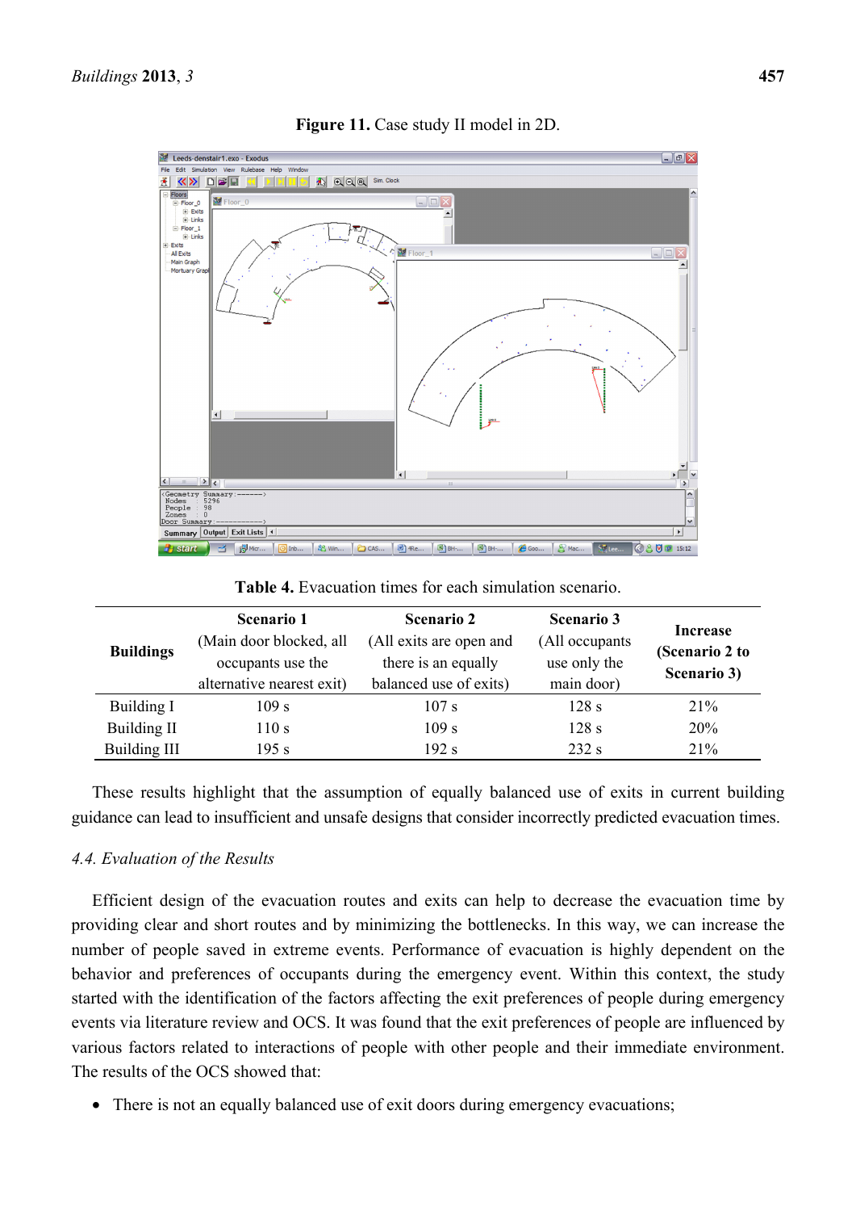**Figure 11.** Case study II model in 2D.

**Table 4.** Evacuation times for each simulation scenario.

| Buildings | Scenario 1 (Main door blocked, all occupants use the alternative nearest exit) | Scenario 2 (All exits are open and there is an equally balanced use of exits) | Scenario 3 (All occupants use only the main door) | Increase (Scenario 2 to Scenario 3) |
|---|---|---|---|---|
| Building I | 109 s | 107 s | 128 s | 21% |
| Building II | 110 s | 109 s | 128 s | 20% |
| Building III | 195 s | 192 s | 232 s | 21% |

These results highlight that the assumption of equally balanced use of exits in current building guidance can lead to insufficient and unsafe designs that consider incorrectly predicted evacuation times.

### *4.4. Evaluation of the Results*

Efficient design of the evacuation routes and exits can help to decrease the evacuation time by providing clear and short routes and by minimizing the bottlenecks. In this way, we can increase the number of people saved in extreme events. Performance of evacuation is highly dependent on the behavior and preferences of occupants during the emergency event. Within this context, the study started with the identification of the factors affecting the exit preferences of people during emergency events via literature review and OCS. It was found that the exit preferences of people are influenced by various factors related to interactions of people with other people and their immediate environment. The results of the OCS showed that:

- There is not an equally balanced use of exit doors during emergency evacuations;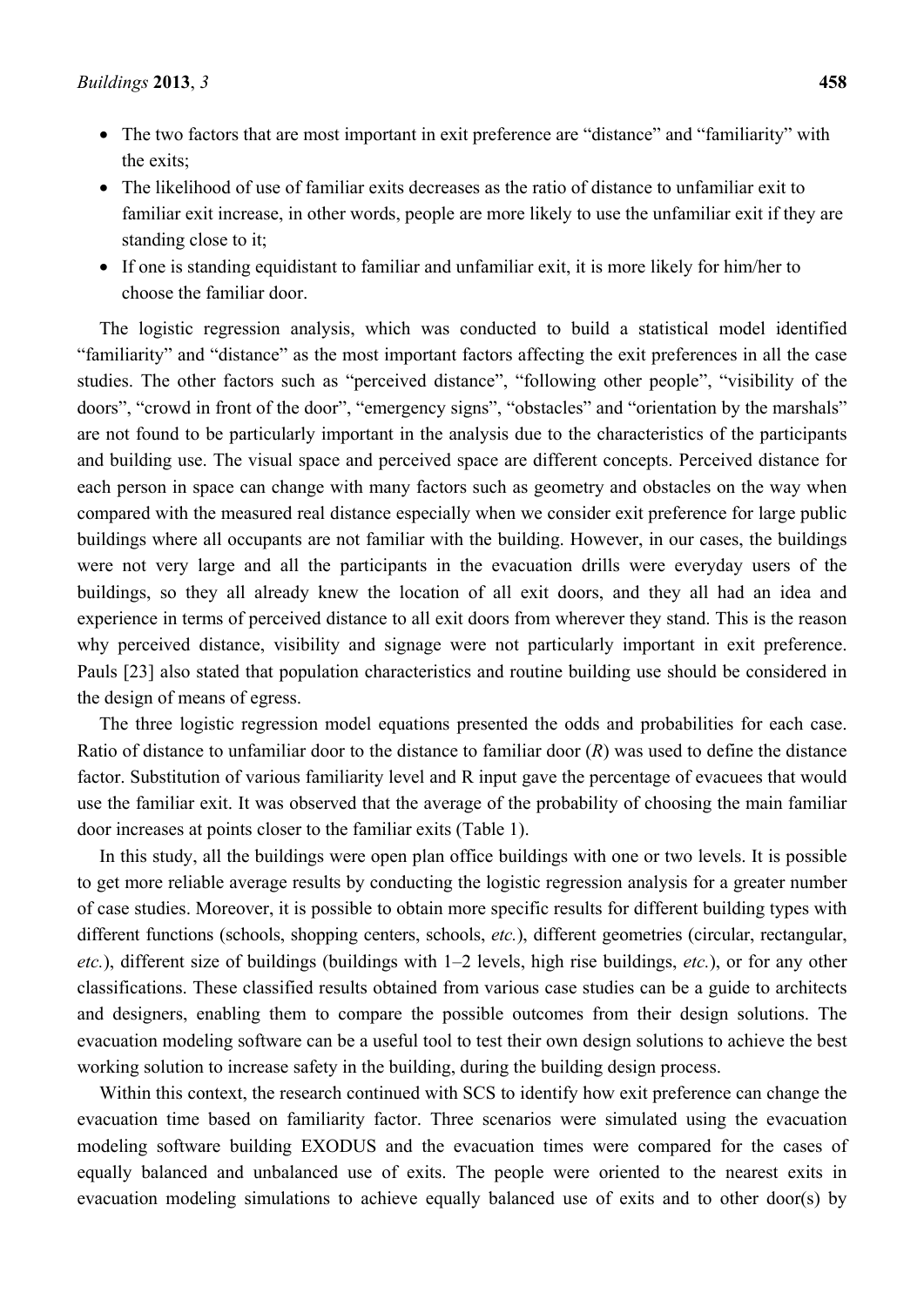- The two factors that are most important in exit preference are "distance" and "familiarity" with the exits;
- The likelihood of use of familiar exits decreases as the ratio of distance to unfamiliar exit to familiar exit increase, in other words, people are more likely to use the unfamiliar exit if they are standing close to it;
- If one is standing equidistant to familiar and unfamiliar exit, it is more likely for him/her to choose the familiar door.

The logistic regression analysis, which was conducted to build a statistical model identified "familiarity" and "distance" as the most important factors affecting the exit preferences in all the case studies. The other factors such as "perceived distance", "following other people", "visibility of the doors", "crowd in front of the door", "emergency signs", "obstacles" and "orientation by the marshals" are not found to be particularly important in the analysis due to the characteristics of the participants and building use. The visual space and perceived space are different concepts. Perceived distance for each person in space can change with many factors such as geometry and obstacles on the way when compared with the measured real distance especially when we consider exit preference for large public buildings where all occupants are not familiar with the building. However, in our cases, the buildings were not very large and all the participants in the evacuation drills were everyday users of the buildings, so they all already knew the location of all exit doors, and they all had an idea and experience in terms of perceived distance to all exit doors from wherever they stand. This is the reason why perceived distance, visibility and signage were not particularly important in exit preference. Pauls [23] also stated that population characteristics and routine building use should be considered in the design of means of egress.

The three logistic regression model equations presented the odds and probabilities for each case. Ratio of distance to unfamiliar door to the distance to familiar door ($R$) was used to define the distance factor. Substitution of various familiarity level and R input gave the percentage of evacuees that would use the familiar exit. It was observed that the average of the probability of choosing the main familiar door increases at points closer to the familiar exits (Table 1).

In this study, all the buildings were open plan office buildings with one or two levels. It is possible to get more reliable average results by conducting the logistic regression analysis for a greater number of case studies. Moreover, it is possible to obtain more specific results for different building types with different functions (schools, shopping centers, schools, *etc.*), different geometries (circular, rectangular, *etc.*), different size of buildings (buildings with 1–2 levels, high rise buildings, *etc.*), or for any other classifications. These classified results obtained from various case studies can be a guide to architects and designers, enabling them to compare the possible outcomes from their design solutions. The evacuation modeling software can be a useful tool to test their own design solutions to achieve the best working solution to increase safety in the building, during the building design process.

Within this context, the research continued with SCS to identify how exit preference can change the evacuation time based on familiarity factor. Three scenarios were simulated using the evacuation modeling software building EXODUS and the evacuation times were compared for the cases of equally balanced and unbalanced use of exits. The people were oriented to the nearest exits in evacuation modeling simulations to achieve equally balanced use of exits and to other door(s) by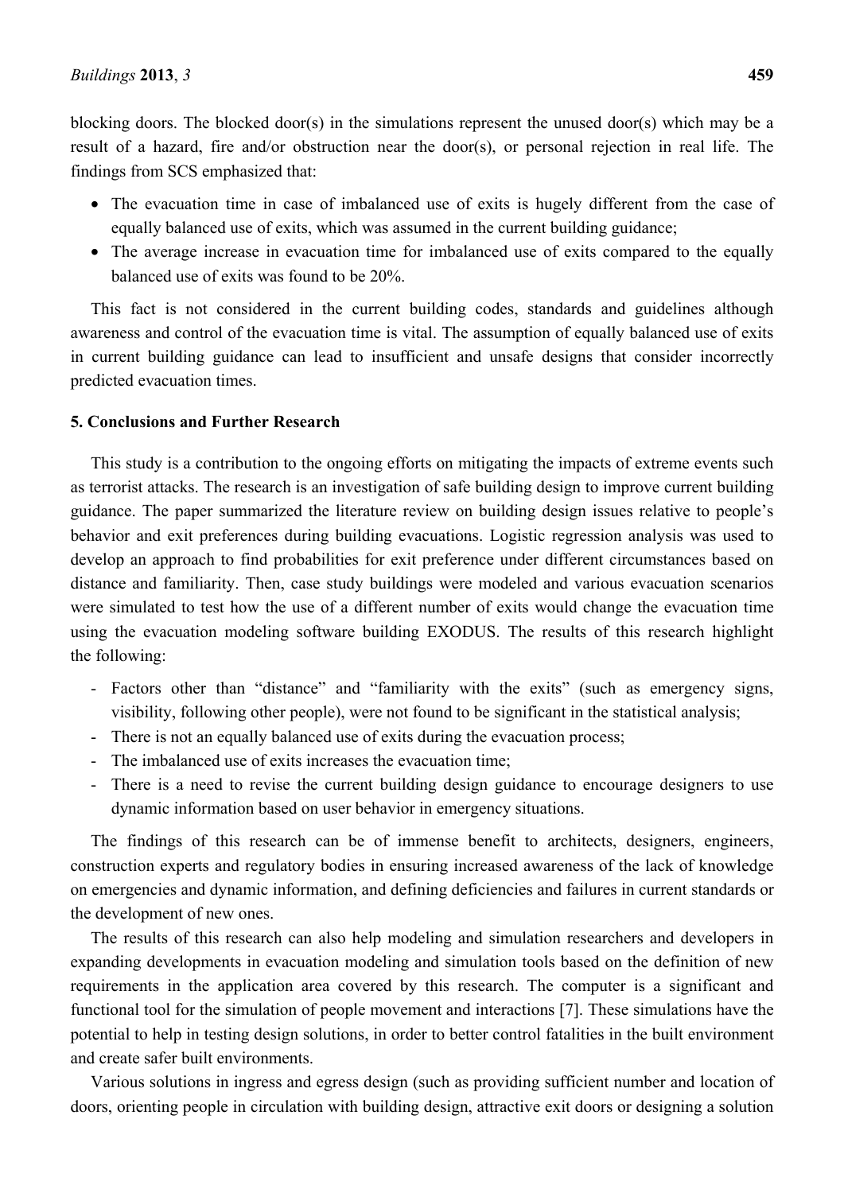blocking doors. The blocked door(s) in the simulations represent the unused door(s) which may be a result of a hazard, fire and/or obstruction near the door(s), or personal rejection in real life. The findings from SCS emphasized that:

- The evacuation time in case of imbalanced use of exits is hugely different from the case of equally balanced use of exits, which was assumed in the current building guidance;
- The average increase in evacuation time for imbalanced use of exits compared to the equally balanced use of exits was found to be 20%.

This fact is not considered in the current building codes, standards and guidelines although awareness and control of the evacuation time is vital. The assumption of equally balanced use of exits in current building guidance can lead to insufficient and unsafe designs that consider incorrectly predicted evacuation times.

## 5. Conclusions and Further Research

This study is a contribution to the ongoing efforts on mitigating the impacts of extreme events such as terrorist attacks. The research is an investigation of safe building design to improve current building guidance. The paper summarized the literature review on building design issues relative to people's behavior and exit preferences during building evacuations. Logistic regression analysis was used to develop an approach to find probabilities for exit preference under different circumstances based on distance and familiarity. Then, case study buildings were modeled and various evacuation scenarios were simulated to test how the use of a different number of exits would change the evacuation time using the evacuation modeling software building EXODUS. The results of this research highlight the following:

- Factors other than "distance" and "familiarity with the exits" (such as emergency signs, visibility, following other people), were not found to be significant in the statistical analysis;
- There is not an equally balanced use of exits during the evacuation process;
- The imbalanced use of exits increases the evacuation time;
- There is a need to revise the current building design guidance to encourage designers to use dynamic information based on user behavior in emergency situations.

The findings of this research can be of immense benefit to architects, designers, engineers, construction experts and regulatory bodies in ensuring increased awareness of the lack of knowledge on emergencies and dynamic information, and defining deficiencies and failures in current standards or the development of new ones.

The results of this research can also help modeling and simulation researchers and developers in expanding developments in evacuation modeling and simulation tools based on the definition of new requirements in the application area covered by this research. The computer is a significant and functional tool for the simulation of people movement and interactions [7]. These simulations have the potential to help in testing design solutions, in order to better control fatalities in the built environment and create safer built environments.

Various solutions in ingress and egress design (such as providing sufficient number and location of doors, orienting people in circulation with building design, attractive exit doors or designing a solution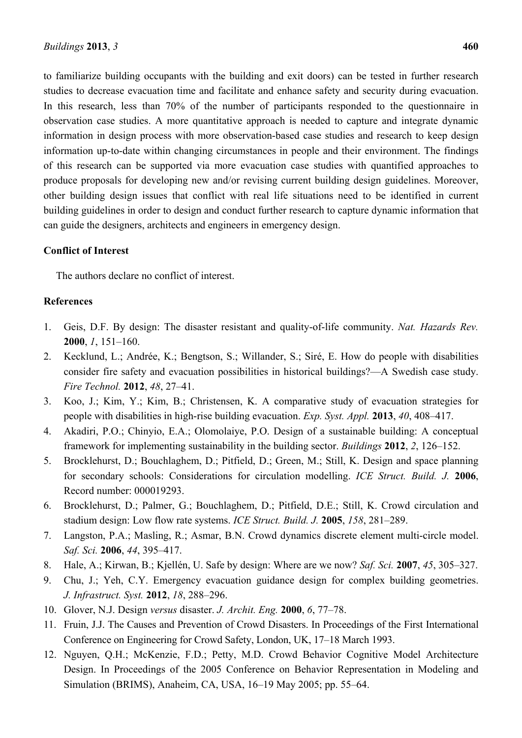to familiarize building occupants with the building and exit doors) can be tested in further research studies to decrease evacuation time and facilitate and enhance safety and security during evacuation. In this research, less than 70% of the number of participants responded to the questionnaire in observation case studies. A more quantitative approach is needed to capture and integrate dynamic information in design process with more observation-based case studies and research to keep design information up-to-date within changing circumstances in people and their environment. The findings of this research can be supported via more evacuation case studies with quantified approaches to produce proposals for developing new and/or revising current building design guidelines. Moreover, other building design issues that conflict with real life situations need to be identified in current building guidelines in order to design and conduct further research to capture dynamic information that can guide the designers, architects and engineers in emergency design.

## Conflict of Interest

The authors declare no conflict of interest.

## References

1. Geis, D.F. By design: The disaster resistant and quality-of-life community. *Nat. Hazards Rev.* **2000**, *1*, 151–160.
2. Kecklund, L.; Andrée, K.; Bengtson, S.; Willander, S.; Siré, E. How do people with disabilities consider fire safety and evacuation possibilities in historical buildings?—A Swedish case study. *Fire Technol.* **2012**, *48*, 27–41.
3. Koo, J.; Kim, Y.; Kim, B.; Christensen, K. A comparative study of evacuation strategies for people with disabilities in high-rise building evacuation. *Exp. Syst. Appl.* **2013**, *40*, 408–417.
4. Akadiri, P.O.; Chinyio, E.A.; Olomolaiye, P.O. Design of a sustainable building: A conceptual framework for implementing sustainability in the building sector. *Buildings* **2012**, *2*, 126–152.
5. Brocklehurst, D.; Bouchlaghem, D.; Pitfield, D.; Green, M.; Still, K. Design and space planning for secondary schools: Considerations for circulation modelling. *ICE Struct. Build. J.* **2006**, Record number: 000019293.
6. Brocklehurst, D.; Palmer, G.; Bouchlaghem, D.; Pitfield, D.E.; Still, K. Crowd circulation and stadium design: Low flow rate systems. *ICE Struct. Build. J.* **2005**, *158*, 281–289.
7. Langston, P.A.; Masling, R.; Asmar, B.N. Crowd dynamics discrete element multi-circle model. *Saf. Sci.* **2006**, *44*, 395–417.
8. Hale, A.; Kirwan, B.; Kjellén, U. Safe by design: Where are we now? *Saf. Sci.* **2007**, *45*, 305–327.
9. Chu, J.; Yeh, C.Y. Emergency evacuation guidance design for complex building geometries. *J. Infrastruct. Syst.* **2012**, *18*, 288–296.
10. Glover, N.J. Design *versus* disaster. *J. Archit. Eng.* **2000**, *6*, 77–78.
11. Fruin, J.J. The Causes and Prevention of Crowd Disasters. In Proceedings of the First International Conference on Engineering for Crowd Safety, London, UK, 17–18 March 1993.
12. Nguyen, Q.H.; McKenzie, F.D.; Petty, M.D. Crowd Behavior Cognitive Model Architecture Design. In Proceedings of the 2005 Conference on Behavior Representation in Modeling and Simulation (BRIMS), Anaheim, CA, USA, 16–19 May 2005; pp. 55–64.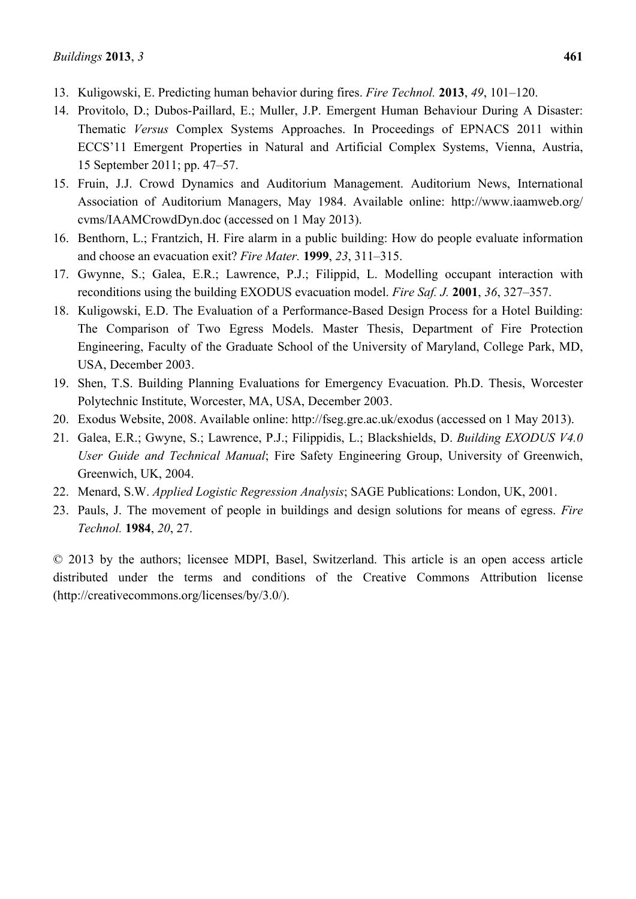13. Kuligowski, E. Predicting human behavior during fires. *Fire Technol.* **2013**, *49*, 101–120.
14. Provitolo, D.; Dubos-Paillard, E.; Muller, J.P. Emergent Human Behaviour During A Disaster: Thematic *Versus* Complex Systems Approaches. In Proceedings of EPNACS 2011 within ECCS'11 Emergent Properties in Natural and Artificial Complex Systems, Vienna, Austria, 15 September 2011; pp. 47–57.
15. Fruin, J.J. Crowd Dynamics and Auditorium Management. Auditorium News, International Association of Auditorium Managers, May 1984. Available online: http://www.iaamweb.org/cvms/IAAMCrowdDyn.doc (accessed on 1 May 2013).
16. Benthorn, L.; Frantzich, H. Fire alarm in a public building: How do people evaluate information and choose an evacuation exit? *Fire Mater.* **1999**, *23*, 311–315.
17. Gwynne, S.; Galea, E.R.; Lawrence, P.J.; Filippid, L. Modelling occupant interaction with reconditions using the building EXODUS evacuation model. *Fire Saf. J.* **2001**, *36*, 327–357.
18. Kuligowski, E.D. The Evaluation of a Performance-Based Design Process for a Hotel Building: The Comparison of Two Egress Models. Master Thesis, Department of Fire Protection Engineering, Faculty of the Graduate School of the University of Maryland, College Park, MD, USA, December 2003.
19. Shen, T.S. Building Planning Evaluations for Emergency Evacuation. Ph.D. Thesis, Worcester Polytechnic Institute, Worcester, MA, USA, December 2003.
20. Exodus Website, 2008. Available online: http://fseg.gre.ac.uk/exodus (accessed on 1 May 2013).
21. Galea, E.R.; Gwyne, S.; Lawrence, P.J.; Filippidis, L.; Blackshields, D. *Building EXODUS V4.0 User Guide and Technical Manual*; Fire Safety Engineering Group, University of Greenwich, Greenwich, UK, 2004.
22. Menard, S.W. *Applied Logistic Regression Analysis*; SAGE Publications: London, UK, 2001.
23. Pauls, J. The movement of people in buildings and design solutions for means of egress. *Fire Technol.* **1984**, *20*, 27.

© 2013 by the authors; licensee MDPI, Basel, Switzerland. This article is an open access article distributed under the terms and conditions of the Creative Commons Attribution license (http://creativecommons.org/licenses/by/3.0/).